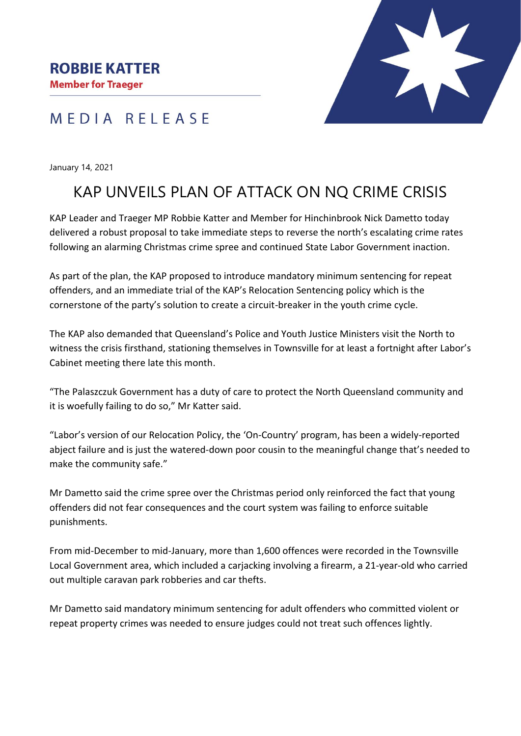**ROBBIE KATTER**

**Member for Traeger**

MEDIA RELEASE

January 14, 2021

# KAP UNVEILS PLAN OF ATTACK ON NQ CRIME CRISIS

KAP Leader and Traeger MP Robbie Katter and Member for Hinchinbrook Nick Dametto today delivered a robust proposal to take immediate steps to reverse the north's escalating crime rates following an alarming Christmas crime spree and continued State Labor Government inaction.

As part of the plan, the KAP proposed to introduce mandatory minimum sentencing for repeat offenders, and an immediate trial of the KAP's Relocation Sentencing policy which is the cornerstone of the party's solution to create a circuit-breaker in the youth crime cycle.

The KAP also demanded that Queensland's Police and Youth Justice Ministers visit the North to witness the crisis firsthand, stationing themselves in Townsville for at least a fortnight after Labor's Cabinet meeting there late this month.

"The Palaszczuk Government has a duty of care to protect the North Queensland community and it is woefully failing to do so," Mr Katter said.

"Labor's version of our Relocation Policy, the 'On-Country' program, has been a widely-reported abject failure and is just the watered-down poor cousin to the meaningful change that's needed to make the community safe."

Mr Dametto said the crime spree over the Christmas period only reinforced the fact that young offenders did not fear consequences and the court system was failing to enforce suitable punishments.

From mid-December to mid-January, more than 1,600 offences were recorded in the Townsville Local Government area, which included a carjacking involving a firearm, a 21-year-old who carried out multiple caravan park robberies and car thefts.

Mr Dametto said mandatory minimum sentencing for adult offenders who committed violent or repeat property crimes was needed to ensure judges could not treat such offences lightly.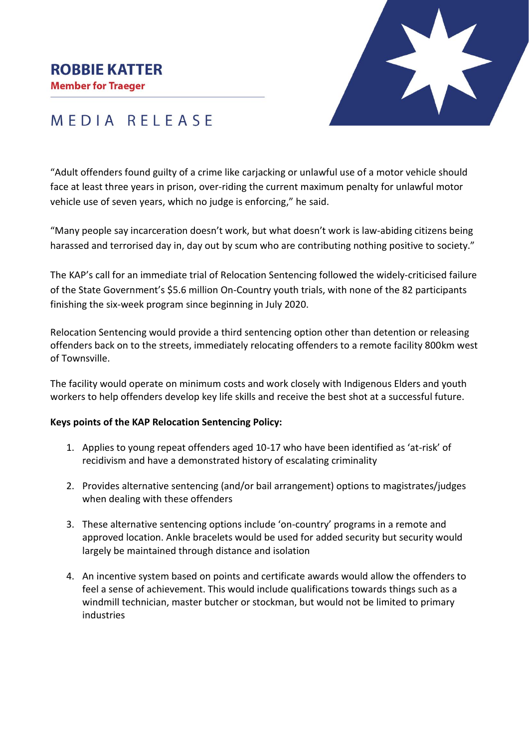**ROBBIE KATTER**
**Member for Traeger**

MEDIA RELEASE

"Adult offenders found guilty of a crime like carjacking or unlawful use of a motor vehicle should face at least three years in prison, over-riding the current maximum penalty for unlawful motor vehicle use of seven years, which no judge is enforcing," he said.

"Many people say incarceration doesn't work, but what doesn't work is law-abiding citizens being harassed and terrorised day in, day out by scum who are contributing nothing positive to society."

The KAP's call for an immediate trial of Relocation Sentencing followed the widely-criticised failure of the State Government's $5.6 million On-Country youth trials, with none of the 82 participants finishing the six-week program since beginning in July 2020.

Relocation Sentencing would provide a third sentencing option other than detention or releasing offenders back on to the streets, immediately relocating offenders to a remote facility 800km west of Townsville.

The facility would operate on minimum costs and work closely with Indigenous Elders and youth workers to help offenders develop key life skills and receive the best shot at a successful future.

**Keys points of the KAP Relocation Sentencing Policy:**

1. Applies to young repeat offenders aged 10-17 who have been identified as 'at-risk' of recidivism and have a demonstrated history of escalating criminality
2. Provides alternative sentencing (and/or bail arrangement) options to magistrates/judges when dealing with these offenders
3. These alternative sentencing options include 'on-country' programs in a remote and approved location. Ankle bracelets would be used for added security but security would largely be maintained through distance and isolation
4. An incentive system based on points and certificate awards would allow the offenders to feel a sense of achievement. This would include qualifications towards things such as a windmill technician, master butcher or stockman, but would not be limited to primary industries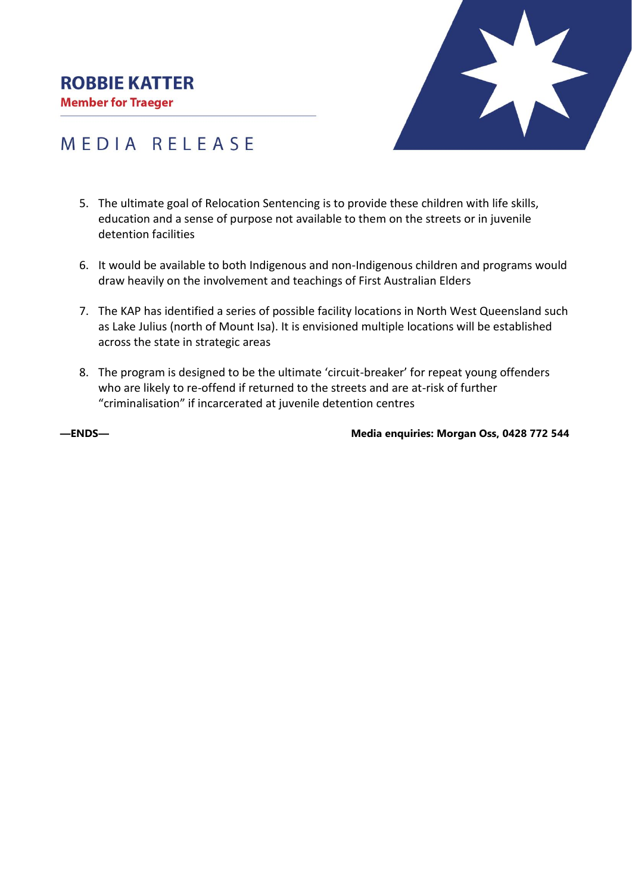ROBBIE KATTER
**Member for Traeger**

MEDIA RELEASE

5. The ultimate goal of Relocation Sentencing is to provide these children with life skills, education and a sense of purpose not available to them on the streets or in juvenile detention facilities

6. It would be available to both Indigenous and non-Indigenous children and programs would draw heavily on the involvement and teachings of First Australian Elders

7. The KAP has identified a series of possible facility locations in North West Queensland such as Lake Julius (north of Mount Isa). It is envisioned multiple locations will be established across the state in strategic areas

8. The program is designed to be the ultimate 'circuit-breaker' for repeat young offenders who are likely to re-offend if returned to the streets and are at-risk of further "criminalisation" if incarcerated at juvenile detention centres

**—ENDS—**

**Media enquiries: Morgan Oss, 0428 772 544**